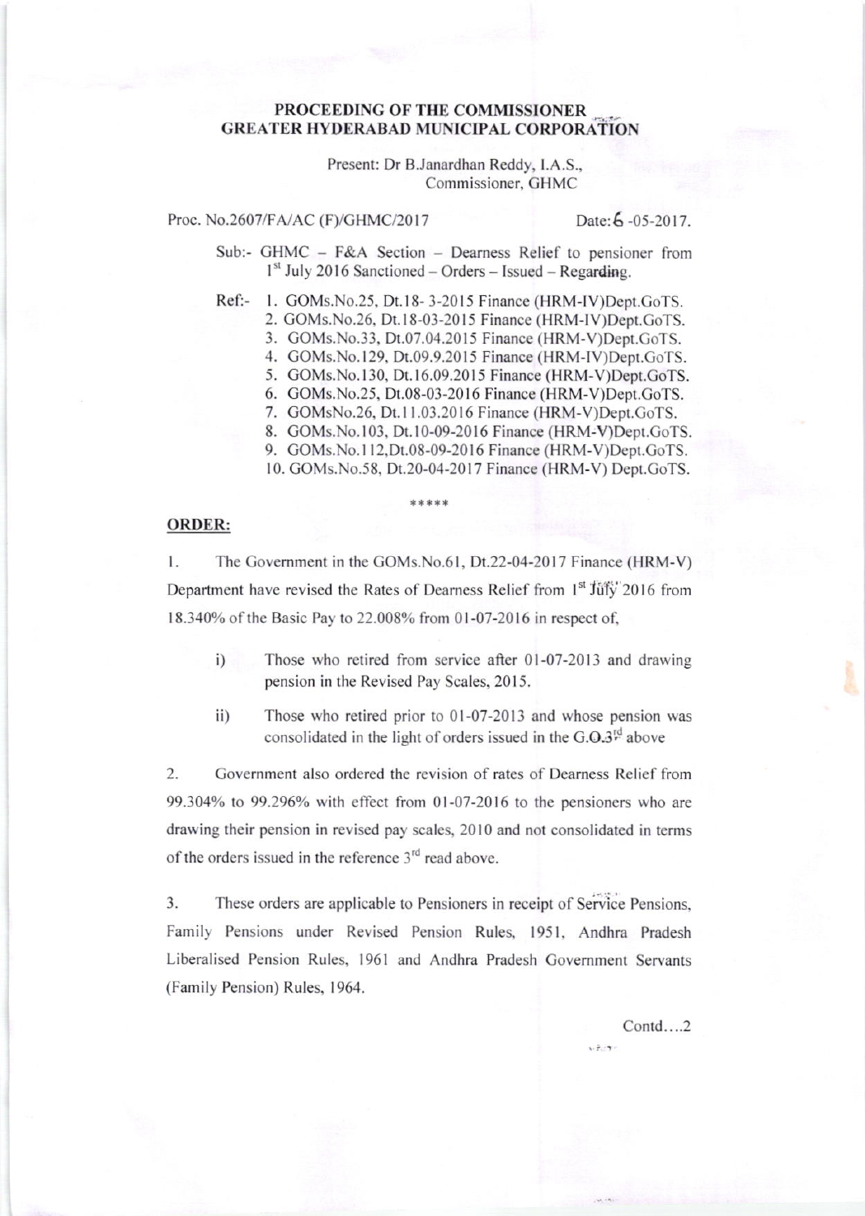**PROCEEDING OF THE COMMISSIONER**
**GREATER HYDERABAD MUNICIPAL CORPORATION**

Present: Dr B.Janardhan Reddy, I.A.S.,
Commissioner, GHMC

Proc. No.2607/FA/AC (F)/GHMC/2017 Date: 6 -05-2017.

Sub:- GHMC – F&A Section – Dearness Relief to pensioner from 1st July 2016 Sanctioned – Orders – Issued – Regarding.

Ref:-
1. GOMs.No.25, Dt.18- 3-2015 Finance (HRM-IV)Dept.GoTS.
2. GOMs.No.26, Dt.18-03-2015 Finance (HRM-IV)Dept.GoTS.
3. GOMs.No.33, Dt.07.04.2015 Finance (HRM-V)Dept.GoTS.
4. GOMs.No.129, Dt.09.9.2015 Finance (HRM-IV)Dept.GoTS.
5. GOMs.No.130, Dt.16.09.2015 Finance (HRM-V)Dept.GoTS.
6. GOMs.No.25, Dt.08-03-2016 Finance (HRM-V)Dept.GoTS.
7. GOMsNo.26, Dt.11.03.2016 Finance (HRM-V)Dept.GoTS.
8. GOMs.No.103, Dt.10-09-2016 Finance (HRM-V)Dept.GoTS.
9. GOMs.No.112,Dt.08-09-2016 Finance (HRM-V)Dept.GoTS.
10. GOMs.No.58, Dt.20-04-2017 Finance (HRM-V) Dept.GoTS.

\*\*\*\*\*

**ORDER:**

1. The Government in the GOMs.No.61, Dt.22-04-2017 Finance (HRM-V) Department have revised the Rates of Dearness Relief from 1st July 2016 from 18.340% of the Basic Pay to 22.008% from 01-07-2016 in respect of,

   i) Those who retired from service after 01-07-2013 and drawing pension in the Revised Pay Scales, 2015.

   ii) Those who retired prior to 01-07-2013 and whose pension was consolidated in the light of orders issued in the G.O.3rd above

2. Government also ordered the revision of rates of Dearness Relief from 99.304% to 99.296% with effect from 01-07-2016 to the pensioners who are drawing their pension in revised pay scales, 2010 and not consolidated in terms of the orders issued in the reference 3rd read above.

3. These orders are applicable to Pensioners in receipt of Service Pensions, Family Pensions under Revised Pension Rules, 1951, Andhra Pradesh Liberalised Pension Rules, 1961 and Andhra Pradesh Government Servants (Family Pension) Rules, 1964.

Contd….2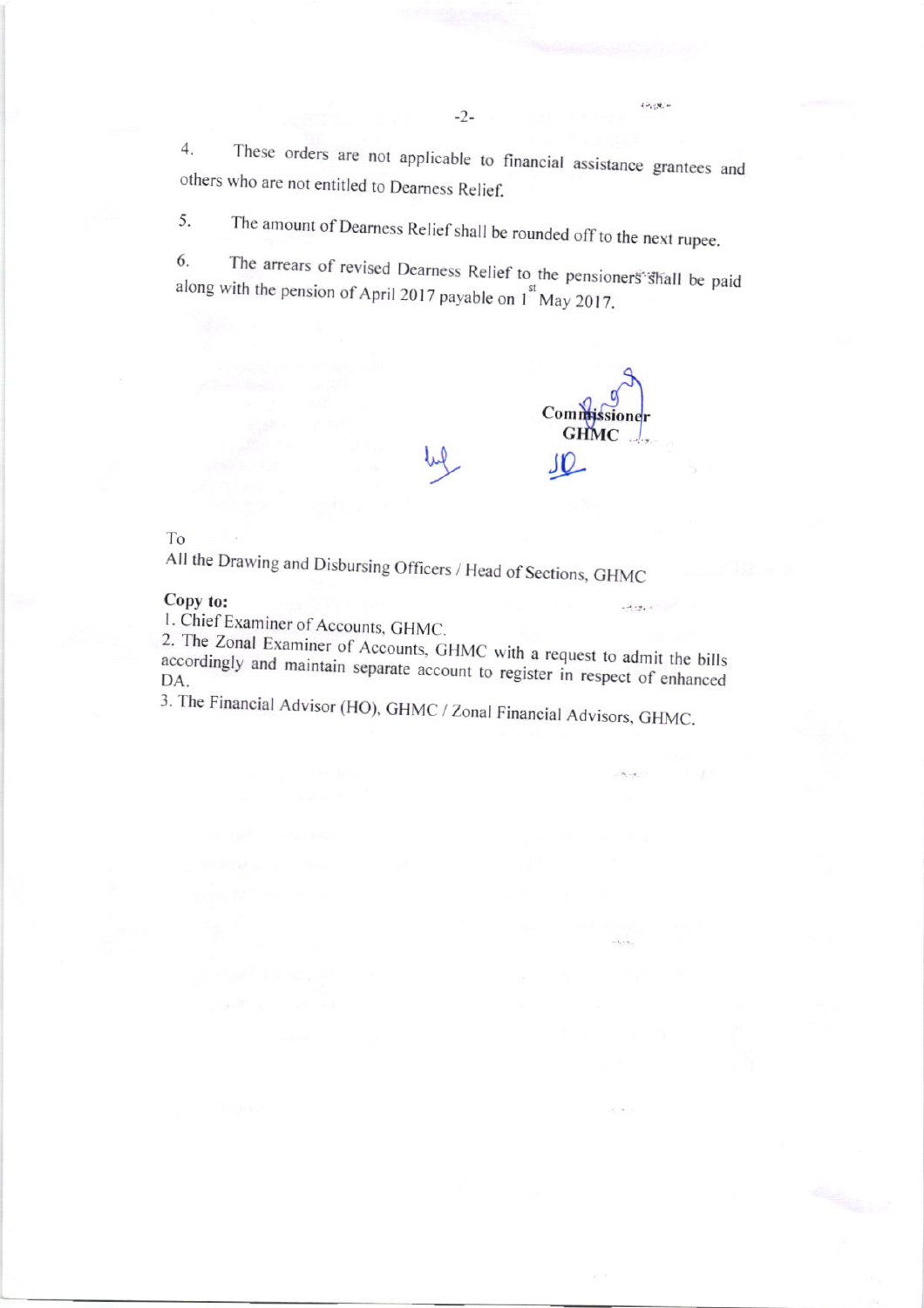4. These orders are not applicable to financial assistance grantees and others who are not entitled to Dearness Relief.

5. The amount of Dearness Relief shall be rounded off to the next rupee.

6. The arrears of revised Dearness Relief to the pensioners shall be paid along with the pension of April 2017 payable on 1st May 2017.

Commissioner
GHMC

To
All the Drawing and Disbursing Officers / Head of Sections, GHMC

**Copy to:**
1. Chief Examiner of Accounts, GHMC.
2. The Zonal Examiner of Accounts, GHMC with a request to admit the bills accordingly and maintain separate account to register in respect of enhanced DA.
3. The Financial Advisor (HO), GHMC / Zonal Financial Advisors, GHMC.